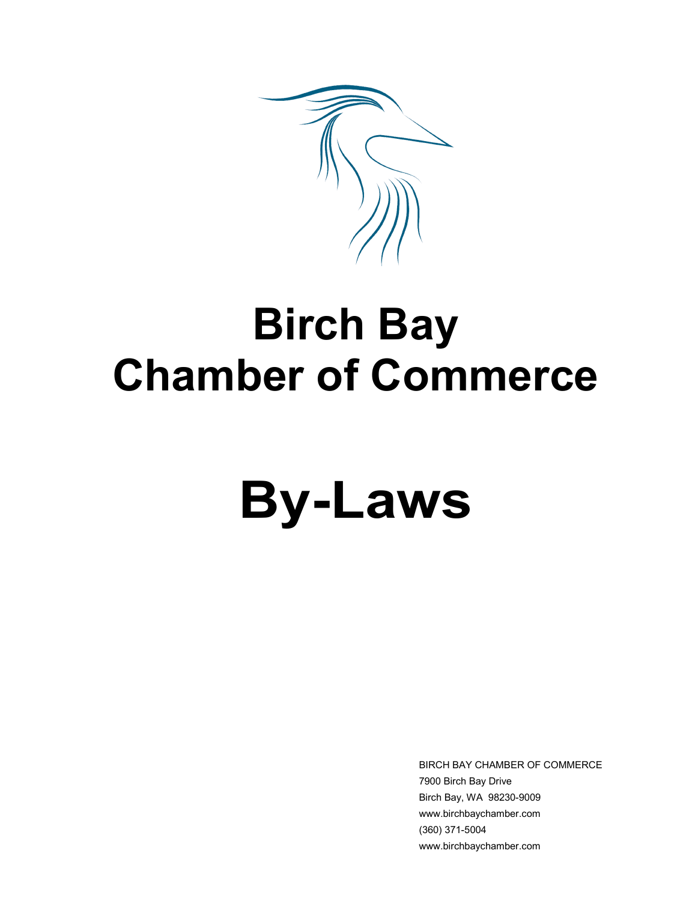# Birch Bay Chamber of Commerce

# By-Laws

BIRCH BAY CHAMBER OF COMMERCE
7900 Birch Bay Drive
Birch Bay, WA 98230-9009
www.birchbaychamber.com
(360) 371-5004
www.birchbaychamber.com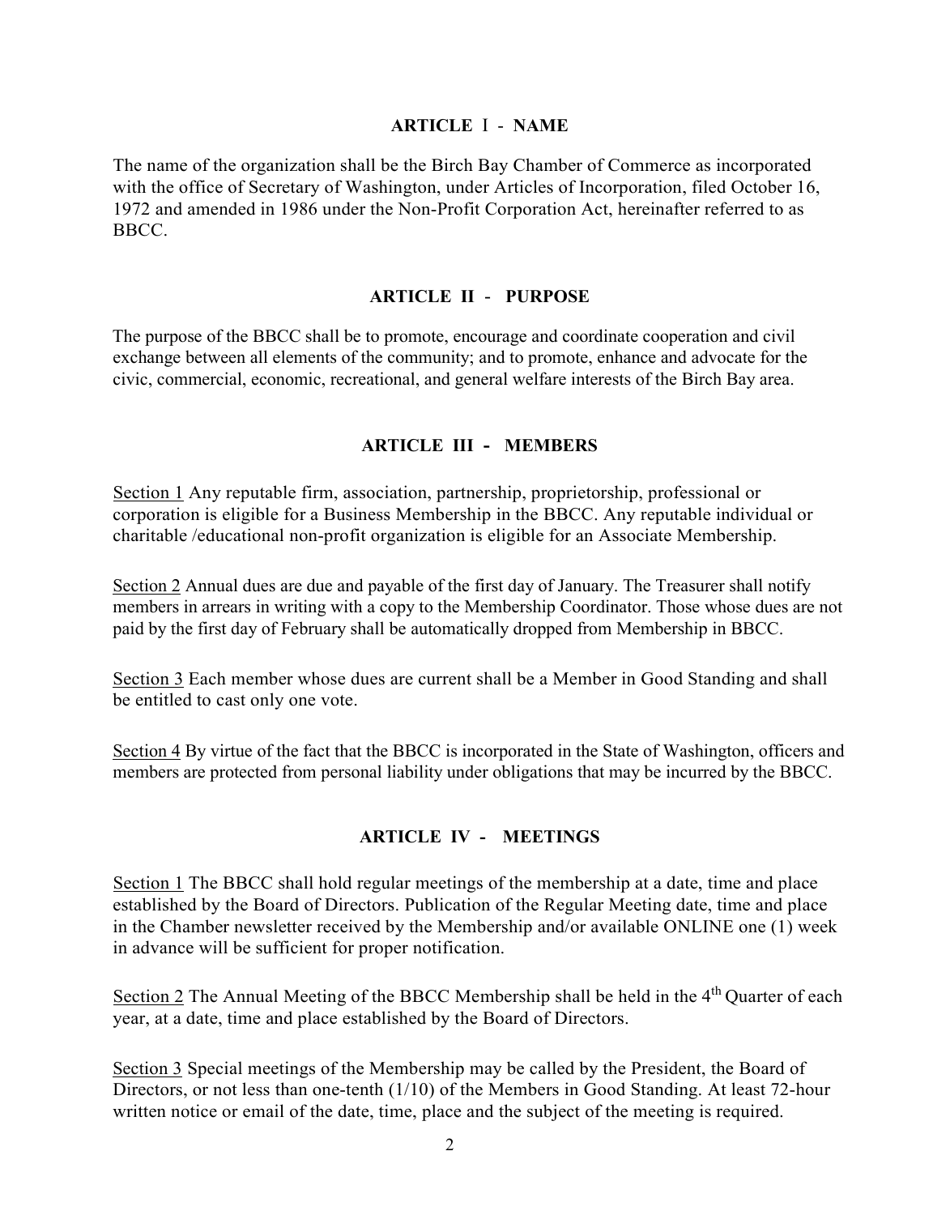## ARTICLE I - NAME

The name of the organization shall be the Birch Bay Chamber of Commerce as incorporated with the office of Secretary of Washington, under Articles of Incorporation, filed October 16, 1972 and amended in 1986 under the Non-Profit Corporation Act, hereinafter referred to as BBCC.

## ARTICLE II - PURPOSE

The purpose of the BBCC shall be to promote, encourage and coordinate cooperation and civil exchange between all elements of the community; and to promote, enhance and advocate for the civic, commercial, economic, recreational, and general welfare interests of the Birch Bay area.

## ARTICLE III - MEMBERS

Section 1 Any reputable firm, association, partnership, proprietorship, professional or corporation is eligible for a Business Membership in the BBCC. Any reputable individual or charitable /educational non-profit organization is eligible for an Associate Membership.

Section 2 Annual dues are due and payable of the first day of January. The Treasurer shall notify members in arrears in writing with a copy to the Membership Coordinator. Those whose dues are not paid by the first day of February shall be automatically dropped from Membership in BBCC.

Section 3 Each member whose dues are current shall be a Member in Good Standing and shall be entitled to cast only one vote.

Section 4 By virtue of the fact that the BBCC is incorporated in the State of Washington, officers and members are protected from personal liability under obligations that may be incurred by the BBCC.

## ARTICLE IV - MEETINGS

Section 1 The BBCC shall hold regular meetings of the membership at a date, time and place established by the Board of Directors. Publication of the Regular Meeting date, time and place in the Chamber newsletter received by the Membership and/or available ONLINE one (1) week in advance will be sufficient for proper notification.

Section 2 The Annual Meeting of the BBCC Membership shall be held in the 4th Quarter of each year, at a date, time and place established by the Board of Directors.

Section 3 Special meetings of the Membership may be called by the President, the Board of Directors, or not less than one-tenth (1/10) of the Members in Good Standing. At least 72-hour written notice or email of the date, time, place and the subject of the meeting is required.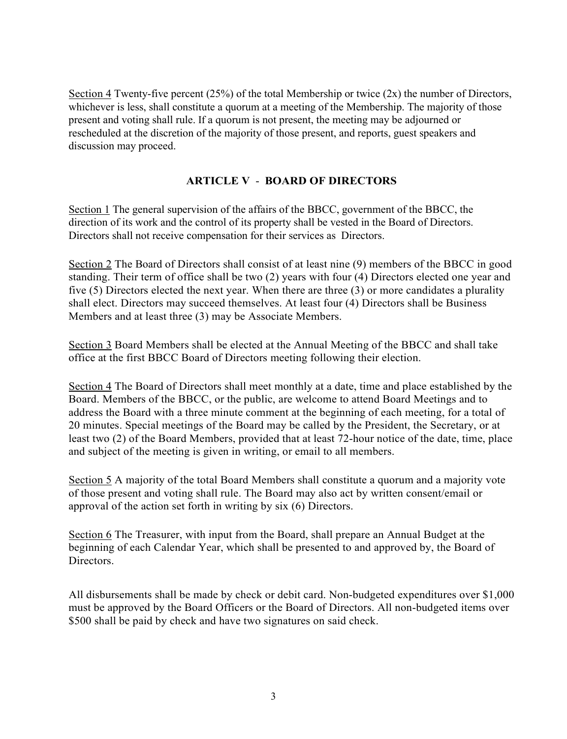Section 4 Twenty-five percent (25%) of the total Membership or twice (2x) the number of Directors, whichever is less, shall constitute a quorum at a meeting of the Membership. The majority of those present and voting shall rule. If a quorum is not present, the meeting may be adjourned or rescheduled at the discretion of the majority of those present, and reports, guest speakers and discussion may proceed.

## ARTICLE V - BOARD OF DIRECTORS

Section 1 The general supervision of the affairs of the BBCC, government of the BBCC, the direction of its work and the control of its property shall be vested in the Board of Directors. Directors shall not receive compensation for their services as Directors.

Section 2 The Board of Directors shall consist of at least nine (9) members of the BBCC in good standing. Their term of office shall be two (2) years with four (4) Directors elected one year and five (5) Directors elected the next year. When there are three (3) or more candidates a plurality shall elect. Directors may succeed themselves. At least four (4) Directors shall be Business Members and at least three (3) may be Associate Members.

Section 3 Board Members shall be elected at the Annual Meeting of the BBCC and shall take office at the first BBCC Board of Directors meeting following their election.

Section 4 The Board of Directors shall meet monthly at a date, time and place established by the Board. Members of the BBCC, or the public, are welcome to attend Board Meetings and to address the Board with a three minute comment at the beginning of each meeting, for a total of 20 minutes. Special meetings of the Board may be called by the President, the Secretary, or at least two (2) of the Board Members, provided that at least 72-hour notice of the date, time, place and subject of the meeting is given in writing, or email to all members.

Section 5 A majority of the total Board Members shall constitute a quorum and a majority vote of those present and voting shall rule. The Board may also act by written consent/email or approval of the action set forth in writing by six (6) Directors.

Section 6 The Treasurer, with input from the Board, shall prepare an Annual Budget at the beginning of each Calendar Year, which shall be presented to and approved by, the Board of Directors.

All disbursements shall be made by check or debit card. Non-budgeted expenditures over $1,000 must be approved by the Board Officers or the Board of Directors. All non-budgeted items over $500 shall be paid by check and have two signatures on said check.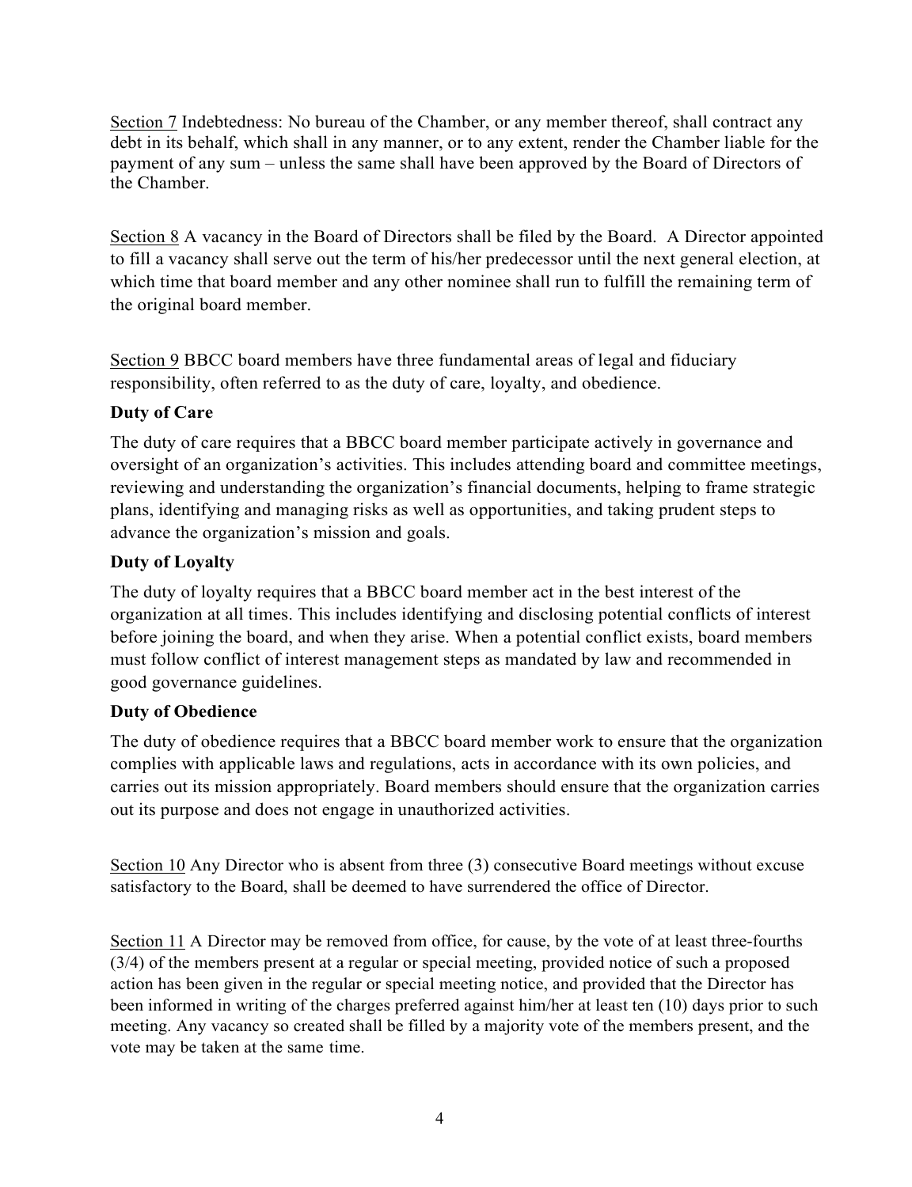Section 7 Indebtedness: No bureau of the Chamber, or any member thereof, shall contract any debt in its behalf, which shall in any manner, or to any extent, render the Chamber liable for the payment of any sum – unless the same shall have been approved by the Board of Directors of the Chamber.

Section 8 A vacancy in the Board of Directors shall be filed by the Board. A Director appointed to fill a vacancy shall serve out the term of his/her predecessor until the next general election, at which time that board member and any other nominee shall run to fulfill the remaining term of the original board member.

Section 9 BBCC board members have three fundamental areas of legal and fiduciary responsibility, often referred to as the duty of care, loyalty, and obedience.

**Duty of Care**

The duty of care requires that a BBCC board member participate actively in governance and oversight of an organization's activities. This includes attending board and committee meetings, reviewing and understanding the organization's financial documents, helping to frame strategic plans, identifying and managing risks as well as opportunities, and taking prudent steps to advance the organization's mission and goals.

**Duty of Loyalty**

The duty of loyalty requires that a BBCC board member act in the best interest of the organization at all times. This includes identifying and disclosing potential conflicts of interest before joining the board, and when they arise. When a potential conflict exists, board members must follow conflict of interest management steps as mandated by law and recommended in good governance guidelines.

**Duty of Obedience**

The duty of obedience requires that a BBCC board member work to ensure that the organization complies with applicable laws and regulations, acts in accordance with its own policies, and carries out its mission appropriately. Board members should ensure that the organization carries out its purpose and does not engage in unauthorized activities.

Section 10 Any Director who is absent from three (3) consecutive Board meetings without excuse satisfactory to the Board, shall be deemed to have surrendered the office of Director.

Section 11 A Director may be removed from office, for cause, by the vote of at least three-fourths (3/4) of the members present at a regular or special meeting, provided notice of such a proposed action has been given in the regular or special meeting notice, and provided that the Director has been informed in writing of the charges preferred against him/her at least ten (10) days prior to such meeting. Any vacancy so created shall be filled by a majority vote of the members present, and the vote may be taken at the same time.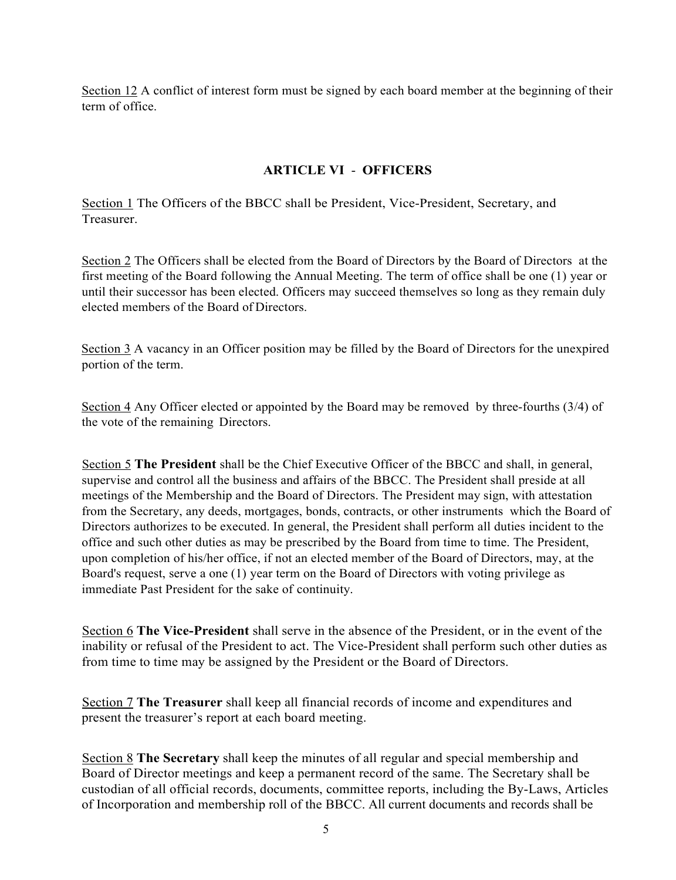Section 12 A conflict of interest form must be signed by each board member at the beginning of their term of office.

## ARTICLE VI - OFFICERS

Section 1 The Officers of the BBCC shall be President, Vice-President, Secretary, and Treasurer.

Section 2 The Officers shall be elected from the Board of Directors by the Board of Directors at the first meeting of the Board following the Annual Meeting. The term of office shall be one (1) year or until their successor has been elected. Officers may succeed themselves so long as they remain duly elected members of the Board of Directors.

Section 3 A vacancy in an Officer position may be filled by the Board of Directors for the unexpired portion of the term.

Section 4 Any Officer elected or appointed by the Board may be removed by three-fourths (3/4) of the vote of the remaining Directors.

Section 5 **The President** shall be the Chief Executive Officer of the BBCC and shall, in general, supervise and control all the business and affairs of the BBCC. The President shall preside at all meetings of the Membership and the Board of Directors. The President may sign, with attestation from the Secretary, any deeds, mortgages, bonds, contracts, or other instruments which the Board of Directors authorizes to be executed. In general, the President shall perform all duties incident to the office and such other duties as may be prescribed by the Board from time to time. The President, upon completion of his/her office, if not an elected member of the Board of Directors, may, at the Board's request, serve a one (1) year term on the Board of Directors with voting privilege as immediate Past President for the sake of continuity.

Section 6 **The Vice-President** shall serve in the absence of the President, or in the event of the inability or refusal of the President to act. The Vice-President shall perform such other duties as from time to time may be assigned by the President or the Board of Directors.

Section 7 **The Treasurer** shall keep all financial records of income and expenditures and present the treasurer's report at each board meeting.

Section 8 **The Secretary** shall keep the minutes of all regular and special membership and Board of Director meetings and keep a permanent record of the same. The Secretary shall be custodian of all official records, documents, committee reports, including the By-Laws, Articles of Incorporation and membership roll of the BBCC. All current documents and records shall be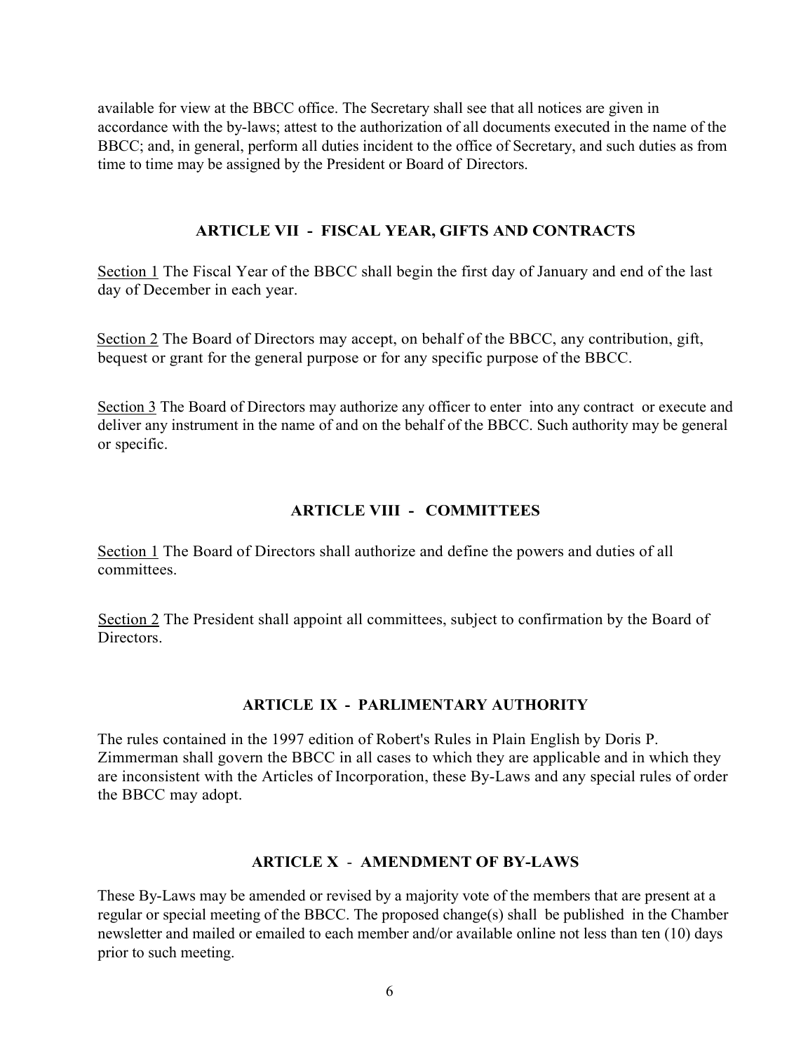available for view at the BBCC office. The Secretary shall see that all notices are given in accordance with the by-laws; attest to the authorization of all documents executed in the name of the BBCC; and, in general, perform all duties incident to the office of Secretary, and such duties as from time to time may be assigned by the President or Board of Directors.

## ARTICLE VII - FISCAL YEAR, GIFTS AND CONTRACTS

Section 1 The Fiscal Year of the BBCC shall begin the first day of January and end of the last day of December in each year.

Section 2 The Board of Directors may accept, on behalf of the BBCC, any contribution, gift, bequest or grant for the general purpose or for any specific purpose of the BBCC.

Section 3 The Board of Directors may authorize any officer to enter into any contract or execute and deliver any instrument in the name of and on the behalf of the BBCC. Such authority may be general or specific.

## ARTICLE VIII - COMMITTEES

Section 1 The Board of Directors shall authorize and define the powers and duties of all committees.

Section 2 The President shall appoint all committees, subject to confirmation by the Board of Directors.

## ARTICLE IX - PARLIMENTARY AUTHORITY

The rules contained in the 1997 edition of Robert's Rules in Plain English by Doris P. Zimmerman shall govern the BBCC in all cases to which they are applicable and in which they are inconsistent with the Articles of Incorporation, these By-Laws and any special rules of order the BBCC may adopt.

## ARTICLE X - AMENDMENT OF BY-LAWS

These By-Laws may be amended or revised by a majority vote of the members that are present at a regular or special meeting of the BBCC. The proposed change(s) shall be published in the Chamber newsletter and mailed or emailed to each member and/or available online not less than ten (10) days prior to such meeting.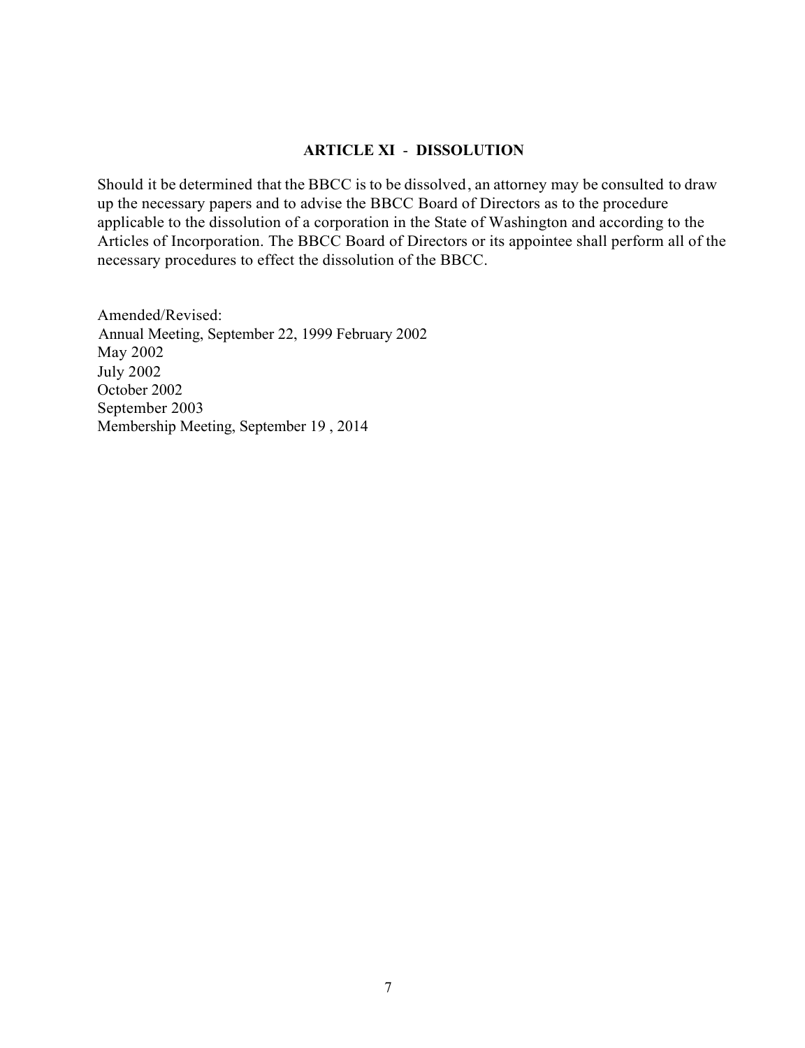## ARTICLE XI - DISSOLUTION

Should it be determined that the BBCC is to be dissolved, an attorney may be consulted to draw up the necessary papers and to advise the BBCC Board of Directors as to the procedure applicable to the dissolution of a corporation in the State of Washington and according to the Articles of Incorporation. The BBCC Board of Directors or its appointee shall perform all of the necessary procedures to effect the dissolution of the BBCC.

Amended/Revised:
Annual Meeting, September 22, 1999 February 2002
May 2002
July 2002
October 2002
September 2003
Membership Meeting, September 19 , 2014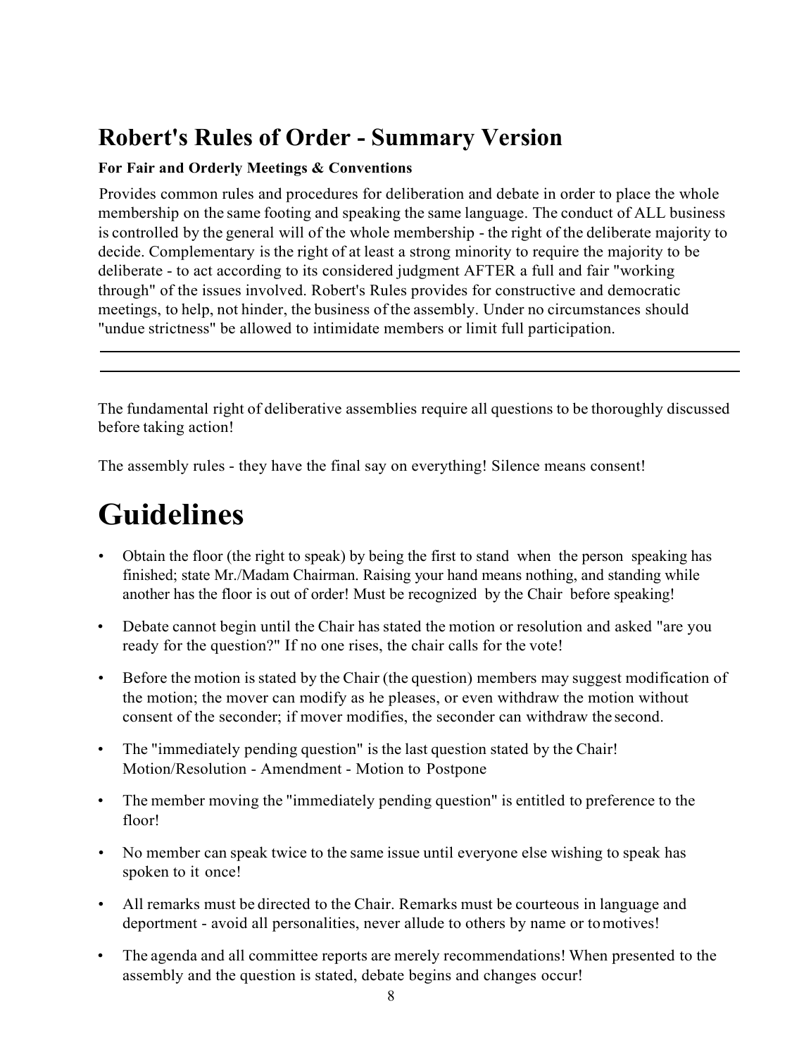## Robert's Rules of Order - Summary Version

**For Fair and Orderly Meetings & Conventions**

Provides common rules and procedures for deliberation and debate in order to place the whole membership on the same footing and speaking the same language. The conduct of ALL business is controlled by the general will of the whole membership - the right of the deliberate majority to decide. Complementary is the right of at least a strong minority to require the majority to be deliberate - to act according to its considered judgment AFTER a full and fair "working through" of the issues involved. Robert's Rules provides for constructive and democratic meetings, to help, not hinder, the business of the assembly. Under no circumstances should "undue strictness" be allowed to intimidate members or limit full participation.

---

The fundamental right of deliberative assemblies require all questions to be thoroughly discussed before taking action!

The assembly rules - they have the final say on everything! Silence means consent!

# Guidelines

- Obtain the floor (the right to speak) by being the first to stand when the person speaking has finished; state Mr./Madam Chairman. Raising your hand means nothing, and standing while another has the floor is out of order! Must be recognized by the Chair before speaking!
- Debate cannot begin until the Chair has stated the motion or resolution and asked "are you ready for the question?" If no one rises, the chair calls for the vote!
- Before the motion is stated by the Chair (the question) members may suggest modification of the motion; the mover can modify as he pleases, or even withdraw the motion without consent of the seconder; if mover modifies, the seconder can withdraw the second.
- The "immediately pending question" is the last question stated by the Chair! Motion/Resolution - Amendment - Motion to Postpone
- The member moving the "immediately pending question" is entitled to preference to the floor!
- No member can speak twice to the same issue until everyone else wishing to speak has spoken to it once!
- All remarks must be directed to the Chair. Remarks must be courteous in language and deportment - avoid all personalities, never allude to others by name or to motives!
- The agenda and all committee reports are merely recommendations! When presented to the assembly and the question is stated, debate begins and changes occur!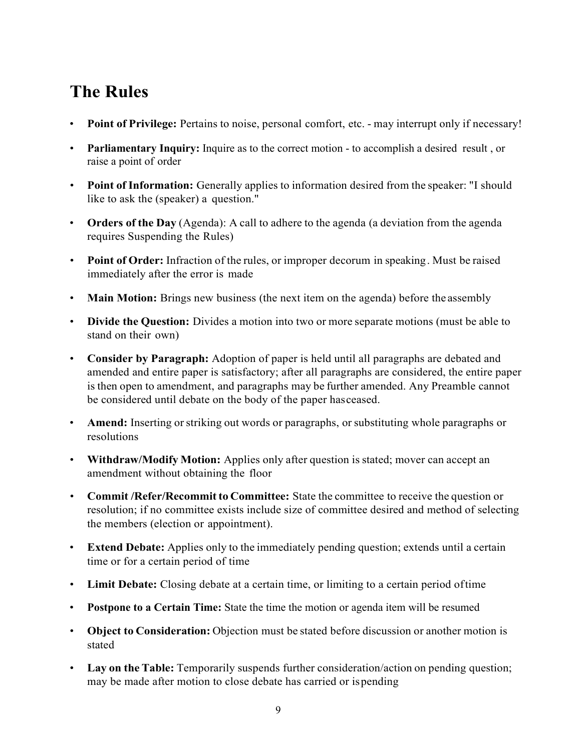## The Rules

- **Point of Privilege:** Pertains to noise, personal comfort, etc. - may interrupt only if necessary!
- **Parliamentary Inquiry:** Inquire as to the correct motion - to accomplish a desired result , or raise a point of order
- **Point of Information:** Generally applies to information desired from the speaker: "I should like to ask the (speaker) a question."
- **Orders of the Day** (Agenda): A call to adhere to the agenda (a deviation from the agenda requires Suspending the Rules)
- **Point of Order:** Infraction of the rules, or improper decorum in speaking. Must be raised immediately after the error is made
- **Main Motion:** Brings new business (the next item on the agenda) before the assembly
- **Divide the Question:** Divides a motion into two or more separate motions (must be able to stand on their own)
- **Consider by Paragraph:** Adoption of paper is held until all paragraphs are debated and amended and entire paper is satisfactory; after all paragraphs are considered, the entire paper is then open to amendment, and paragraphs may be further amended. Any Preamble cannot be considered until debate on the body of the paper has ceased.
- **Amend:** Inserting or striking out words or paragraphs, or substituting whole paragraphs or resolutions
- **Withdraw/Modify Motion:** Applies only after question is stated; mover can accept an amendment without obtaining the floor
- **Commit /Refer/Recommit to Committee:** State the committee to receive the question or resolution; if no committee exists include size of committee desired and method of selecting the members (election or appointment).
- **Extend Debate:** Applies only to the immediately pending question; extends until a certain time or for a certain period of time
- **Limit Debate:** Closing debate at a certain time, or limiting to a certain period of time
- **Postpone to a Certain Time:** State the time the motion or agenda item will be resumed
- **Object to Consideration:** Objection must be stated before discussion or another motion is stated
- **Lay on the Table:** Temporarily suspends further consideration/action on pending question; may be made after motion to close debate has carried or is pending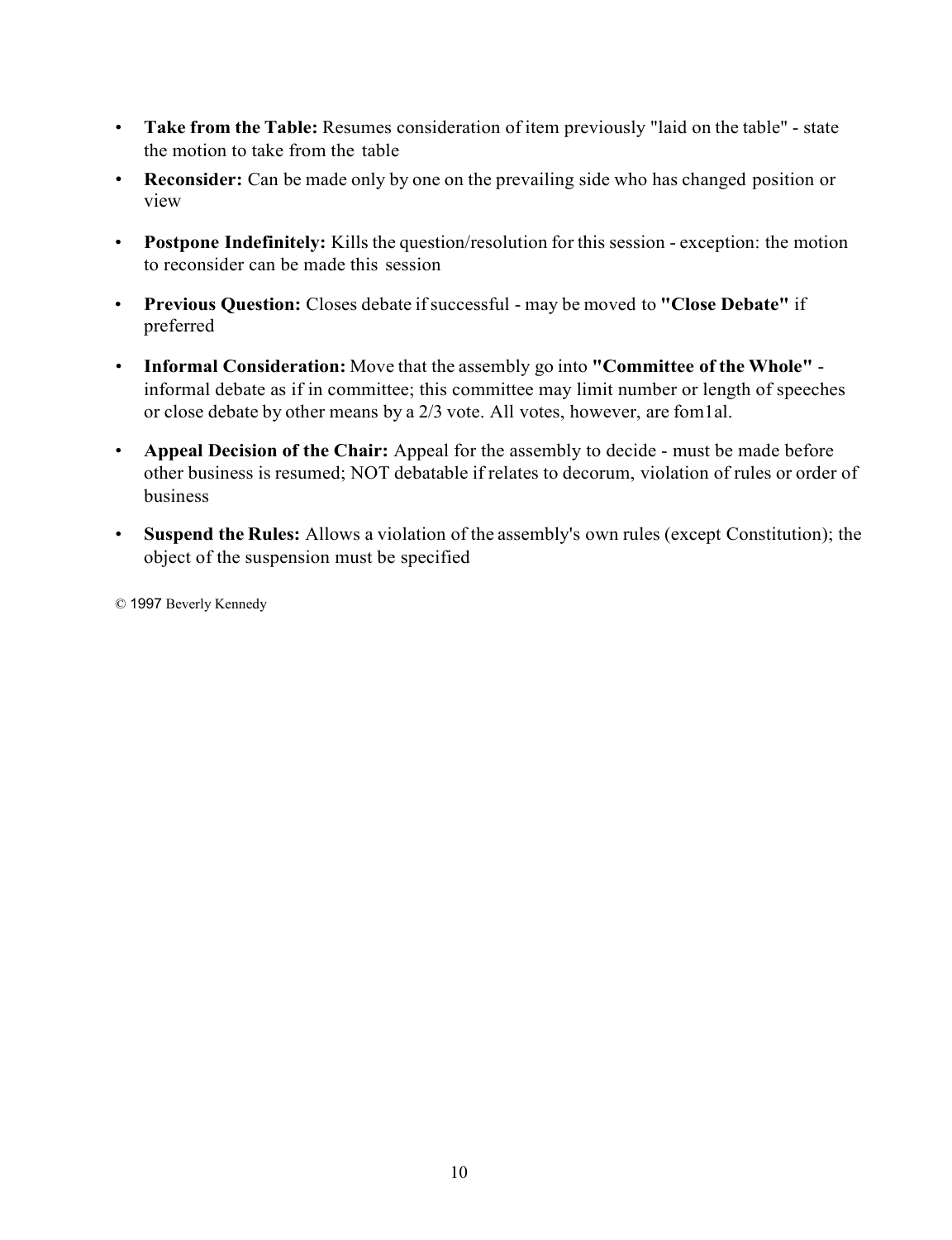- **Take from the Table:** Resumes consideration of item previously "laid on the table" - state the motion to take from the table
- **Reconsider:** Can be made only by one on the prevailing side who has changed position or view
- **Postpone Indefinitely:** Kills the question/resolution for this session - exception: the motion to reconsider can be made this session
- **Previous Question:** Closes debate if successful - may be moved to **"Close Debate"** if preferred
- **Informal Consideration:** Move that the assembly go into **"Committee of the Whole"** - informal debate as if in committee; this committee may limit number or length of speeches or close debate by other means by a 2/3 vote. All votes, however, are fom1al.
- **Appeal Decision of the Chair:** Appeal for the assembly to decide - must be made before other business is resumed; NOT debatable if relates to decorum, violation of rules or order of business
- **Suspend the Rules:** Allows a violation of the assembly's own rules (except Constitution); the object of the suspension must be specified

© 1997 Beverly Kennedy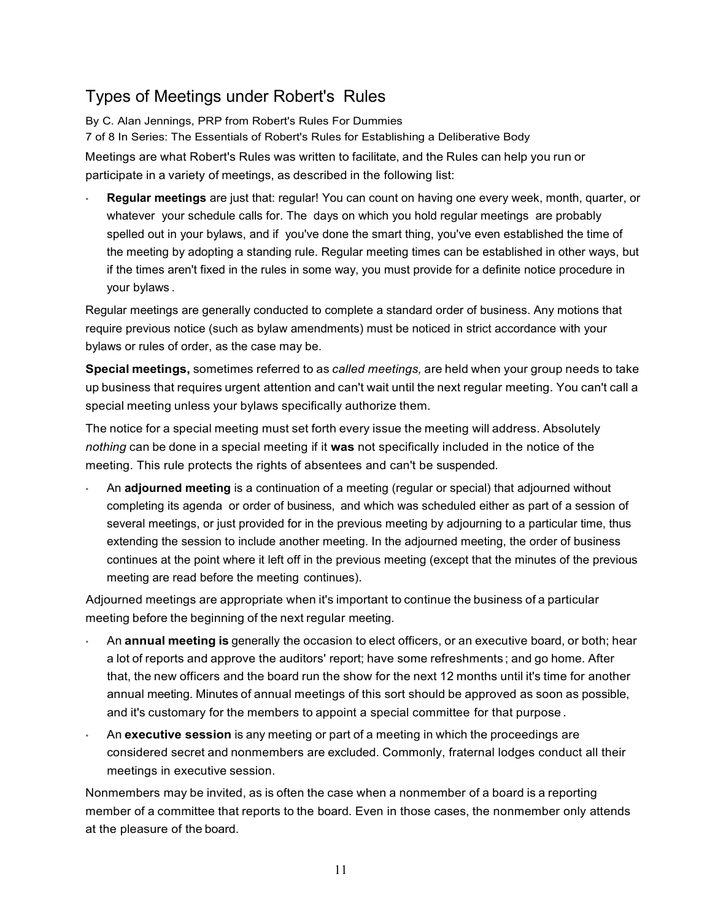## Types of Meetings under Robert's Rules

By C. Alan Jennings, PRP from Robert's Rules For Dummies

7 of 8 In Series: The Essentials of Robert's Rules for Establishing a Deliberative Body

Meetings are what Robert's Rules was written to facilitate, and the Rules can help you run or participate in a variety of meetings, as described in the following list:

- **Regular meetings** are just that: regular! You can count on having one every week, month, quarter, or whatever your schedule calls for. The days on which you hold regular meetings are probably spelled out in your bylaws, and if you've done the smart thing, you've even established the time of the meeting by adopting a standing rule. Regular meeting times can be established in other ways, but if the times aren't fixed in the rules in some way, you must provide for a definite notice procedure in your bylaws.

Regular meetings are generally conducted to complete a standard order of business. Any motions that require previous notice (such as bylaw amendments) must be noticed in strict accordance with your bylaws or rules of order, as the case may be.

**Special meetings,** sometimes referred to as *called meetings,* are held when your group needs to take up business that requires urgent attention and can't wait until the next regular meeting. You can't call a special meeting unless your bylaws specifically authorize them.

The notice for a special meeting must set forth every issue the meeting will address. Absolutely *nothing* can be done in a special meeting if it **was** not specifically included in the notice of the meeting. This rule protects the rights of absentees and can't be suspended.

- An **adjourned meeting** is a continuation of a meeting (regular or special) that adjourned without completing its agenda or order of business, and which was scheduled either as part of a session of several meetings, or just provided for in the previous meeting by adjourning to a particular time, thus extending the session to include another meeting. In the adjourned meeting, the order of business continues at the point where it left off in the previous meeting (except that the minutes of the previous meeting are read before the meeting continues).

Adjourned meetings are appropriate when it's important to continue the business of a particular meeting before the beginning of the next regular meeting.

- An **annual meeting is** generally the occasion to elect officers, or an executive board, or both; hear a lot of reports and approve the auditors' report; have some refreshments; and go home. After that, the new officers and the board run the show for the next 12 months until it's time for another annual meeting. Minutes of annual meetings of this sort should be approved as soon as possible, and it's customary for the members to appoint a special committee for that purpose.
- An **executive session** is any meeting or part of a meeting in which the proceedings are considered secret and nonmembers are excluded. Commonly, fraternal lodges conduct all their meetings in executive session.

Nonmembers may be invited, as is often the case when a nonmember of a board is a reporting member of a committee that reports to the board. Even in those cases, the nonmember only attends at the pleasure of the board.